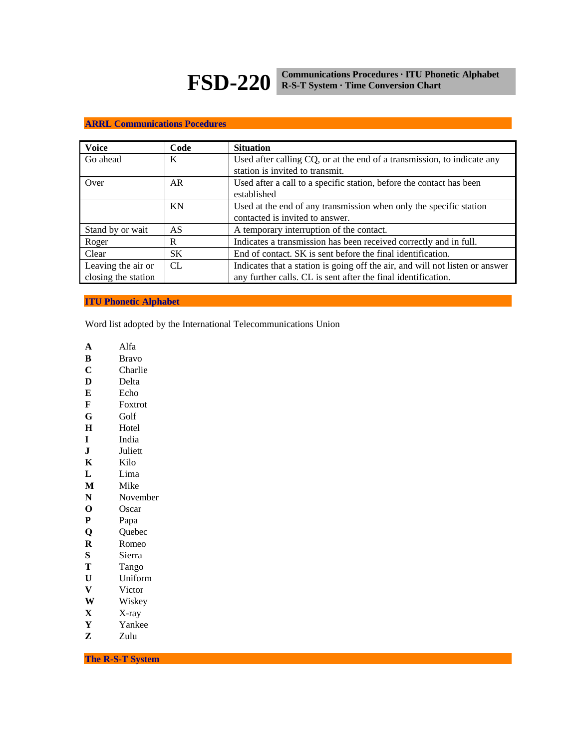# FSD-220

**Communications Procedures · ITU Phonetic Alphabet**
**R-S-T System · Time Conversion Chart**

## ARRL Communications Pocedures

| Voice | Code | Situation |
|---|---|---|
| Go ahead | K | Used after calling CQ, or at the end of a transmission, to indicate any station is invited to transmit. |
| Over | AR | Used after a call to a specific station, before the contact has been established |
| | KN | Used at the end of any transmission when only the specific station contacted is invited to answer. |
| Stand by or wait | AS | A temporary interruption of the contact. |
| Roger | R | Indicates a transmission has been received correctly and in full. |
| Clear | SK | End of contact. SK is sent before the final identification. |
| Leaving the air or closing the station | CL | Indicates that a station is going off the air, and will not listen or answer any further calls. CL is sent after the final identification. |

## ITU Phonetic Alphabet

Word list adopted by the International Telecommunications Union

**A** Alfa
**B** Bravo
**C** Charlie
**D** Delta
**E** Echo
**F** Foxtrot
**G** Golf
**H** Hotel
**I** India
**J** Juliett
**K** Kilo
**L** Lima
**M** Mike
**N** November
**O** Oscar
**P** Papa
**Q** Quebec
**R** Romeo
**S** Sierra
**T** Tango
**U** Uniform
**V** Victor
**W** Wiskey
**X** X-ray
**Y** Yankee
**Z** Zulu

## The R-S-T System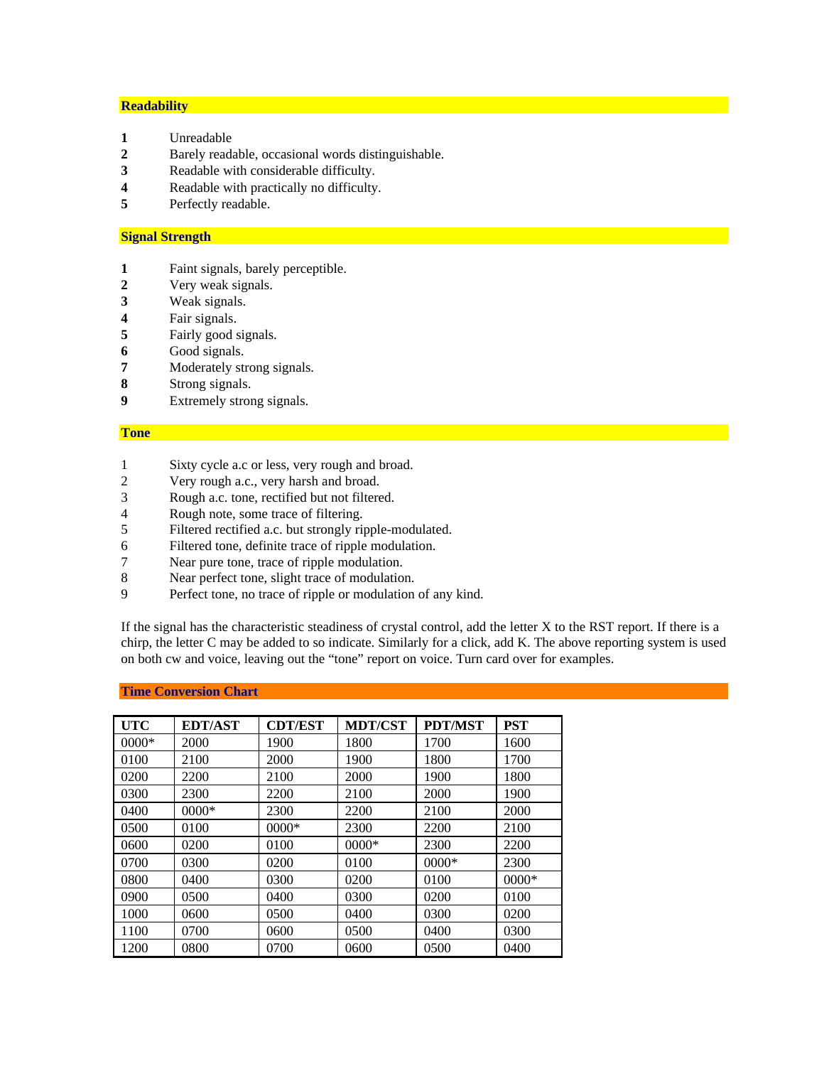## Readability

**1** Unreadable
**2** Barely readable, occasional words distinguishable.
**3** Readable with considerable difficulty.
**4** Readable with practically no difficulty.
**5** Perfectly readable.

## Signal Strength

**1** Faint signals, barely perceptible.
**2** Very weak signals.
**3** Weak signals.
**4** Fair signals.
**5** Fairly good signals.
**6** Good signals.
**7** Moderately strong signals.
**8** Strong signals.
**9** Extremely strong signals.

## Tone

1 Sixty cycle a.c or less, very rough and broad.
2 Very rough a.c., very harsh and broad.
3 Rough a.c. tone, rectified but not filtered.
4 Rough note, some trace of filtering.
5 Filtered rectified a.c. but strongly ripple-modulated.
6 Filtered tone, definite trace of ripple modulation.
7 Near pure tone, trace of ripple modulation.
8 Near perfect tone, slight trace of modulation.
9 Perfect tone, no trace of ripple or modulation of any kind.

If the signal has the characteristic steadiness of crystal control, add the letter X to the RST report. If there is a chirp, the letter C may be added to so indicate. Similarly for a click, add K. The above reporting system is used on both cw and voice, leaving out the "tone" report on voice. Turn card over for examples.

## Time Conversion Chart

| UTC | EDT/AST | CDT/EST | MDT/CST | PDT/MST | PST |
|---|---|---|---|---|---|
| 0000* | 2000 | 1900 | 1800 | 1700 | 1600 |
| 0100 | 2100 | 2000 | 1900 | 1800 | 1700 |
| 0200 | 2200 | 2100 | 2000 | 1900 | 1800 |
| 0300 | 2300 | 2200 | 2100 | 2000 | 1900 |
| 0400 | 0000* | 2300 | 2200 | 2100 | 2000 |
| 0500 | 0100 | 0000* | 2300 | 2200 | 2100 |
| 0600 | 0200 | 0100 | 0000* | 2300 | 2200 |
| 0700 | 0300 | 0200 | 0100 | 0000* | 2300 |
| 0800 | 0400 | 0300 | 0200 | 0100 | 0000* |
| 0900 | 0500 | 0400 | 0300 | 0200 | 0100 |
| 1000 | 0600 | 0500 | 0400 | 0300 | 0200 |
| 1100 | 0700 | 0600 | 0500 | 0400 | 0300 |
| 1200 | 0800 | 0700 | 0600 | 0500 | 0400 |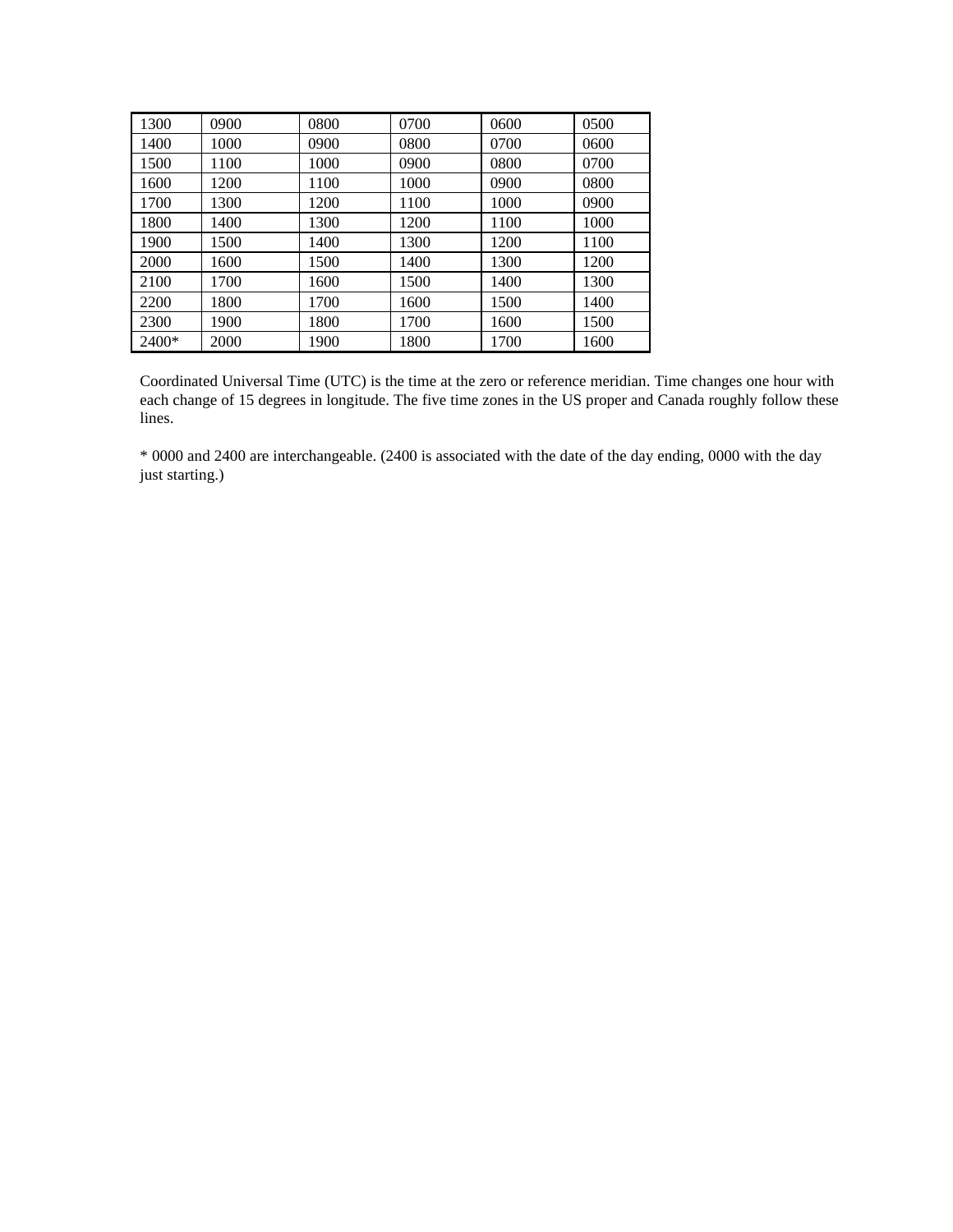| | | | | | |
|---|---|---|---|---|---|
| 1300 | 0900 | 0800 | 0700 | 0600 | 0500 |
| 1400 | 1000 | 0900 | 0800 | 0700 | 0600 |
| 1500 | 1100 | 1000 | 0900 | 0800 | 0700 |
| 1600 | 1200 | 1100 | 1000 | 0900 | 0800 |
| 1700 | 1300 | 1200 | 1100 | 1000 | 0900 |
| 1800 | 1400 | 1300 | 1200 | 1100 | 1000 |
| 1900 | 1500 | 1400 | 1300 | 1200 | 1100 |
| 2000 | 1600 | 1500 | 1400 | 1300 | 1200 |
| 2100 | 1700 | 1600 | 1500 | 1400 | 1300 |
| 2200 | 1800 | 1700 | 1600 | 1500 | 1400 |
| 2300 | 1900 | 1800 | 1700 | 1600 | 1500 |
| 2400* | 2000 | 1900 | 1800 | 1700 | 1600 |

Coordinated Universal Time (UTC) is the time at the zero or reference meridian. Time changes one hour with each change of 15 degrees in longitude. The five time zones in the US proper and Canada roughly follow these lines.

* 0000 and 2400 are interchangeable. (2400 is associated with the date of the day ending, 0000 with the day just starting.)